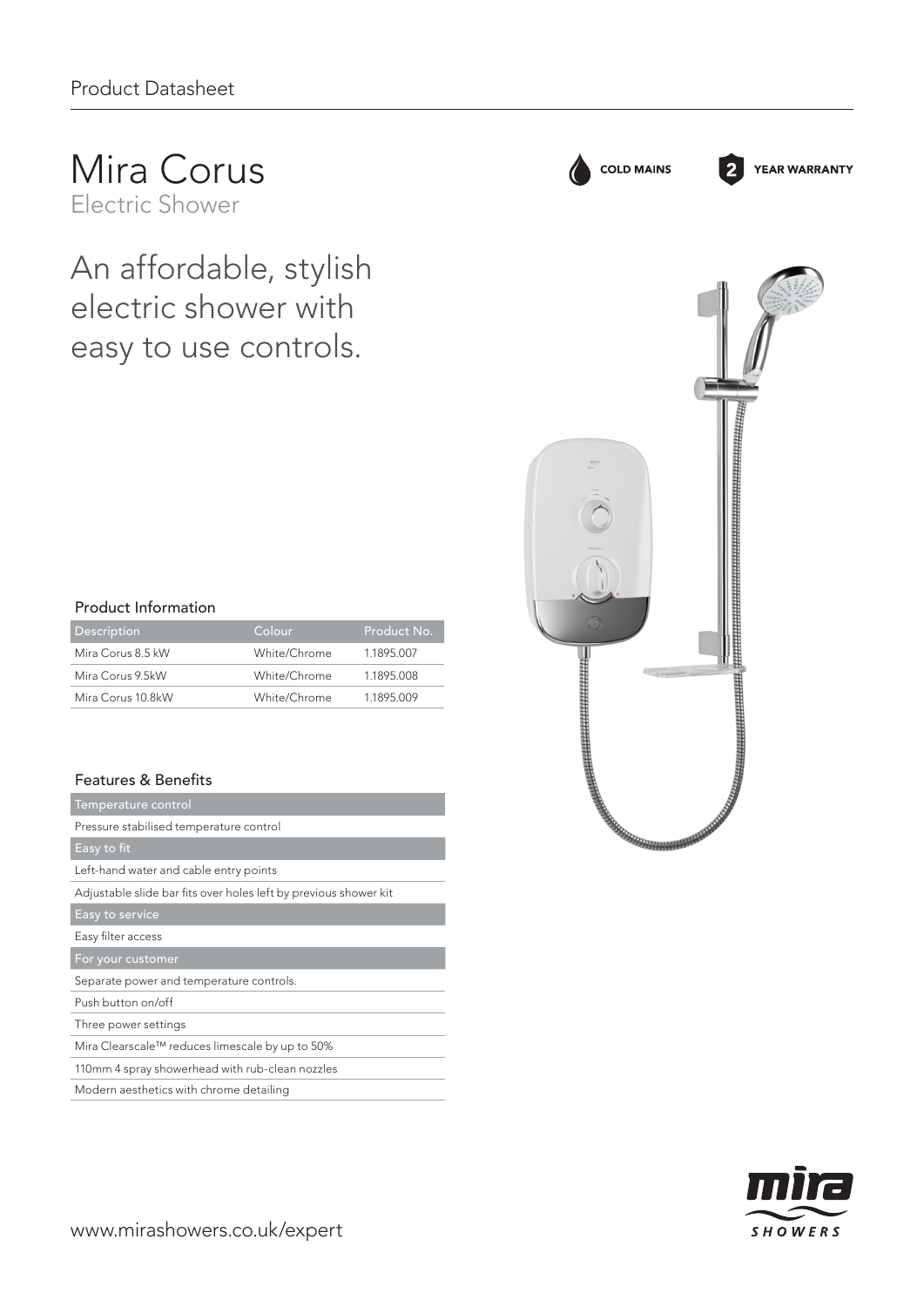Product Datasheet

# Mira Corus
Electric Shower

COLD MAINS

2 YEAR WARRANTY

## An affordable, stylish electric shower with easy to use controls.

### Product Information

| Description | Colour | Product No. |
|---|---|---|
| Mira Corus 8.5 kW | White/Chrome | 1.1895.007 |
| Mira Corus 9.5kW | White/Chrome | 1.1895.008 |
| Mira Corus 10.8kW | White/Chrome | 1.1895.009 |

### Features & Benefits

| Temperature control |
|---|
| Pressure stabilised temperature control |
| **Easy to fit** |
| Left-hand water and cable entry points |
| Adjustable slide bar fits over holes left by previous shower kit |
| **Easy to service** |
| Easy filter access |
| **For your customer** |
| Separate power and temperature controls. |
| Push button on/off |
| Three power settings |
| Mira Clearscale™ reduces limescale by up to 50% |
| 110mm 4 spray showerhead with rub-clean nozzles |
| Modern aesthetics with chrome detailing |

www.mirashowers.co.uk/expert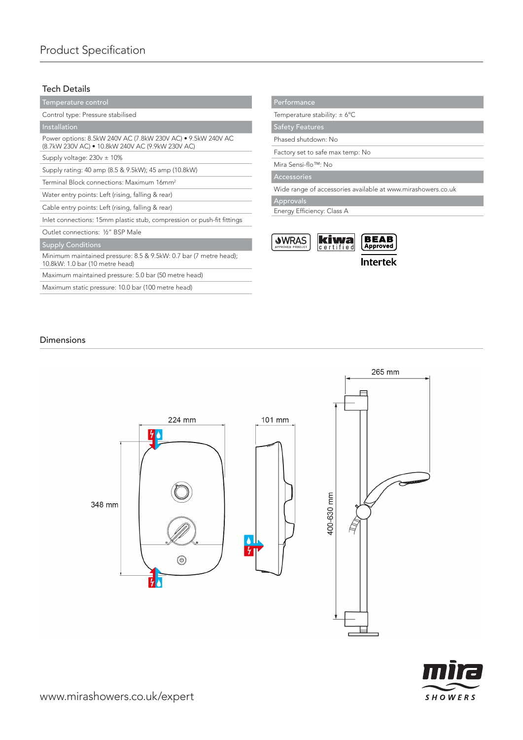# Product Specification

## Tech Details

| Temperature control |
|---|
| Control type: Pressure stabilised |
| **Installation** |
| Power options: 8.5kW 240V AC (7.8kW 230V AC) • 9.5kW 240V AC (8.7kW 230V AC) • 10.8kW 240V AC (9.9kW 230V AC) |
| Supply voltage: 230v ± 10% |
| Supply rating: 40 amp (8.5 & 9.5kW); 45 amp (10.8kW) |
| Terminal Block connections: Maximum 16mm² |
| Water entry points: Left (rising, falling & rear) |
| Cable entry points: Left (rising, falling & rear) |
| Inlet connections: 15mm plastic stub, compression or push-fit fittings |
| Outlet connections: ½" BSP Male |
| **Supply Conditions** |
| Minimum maintained pressure: 8.5 & 9.5kW: 0.7 bar (7 metre head); 10.8kW: 1.0 bar (10 metre head) |
| Maximum maintained pressure: 5.0 bar (50 metre head) |
| Maximum static pressure: 10.0 bar (100 metre head) |

| Performance |
|---|
| Temperature stability: ± 6°C |
| **Safety Features** |
| Phased shutdown: No |
| Factory set to safe max temp: No |
| Mira Sensi-flo™: No |
| **Accessories** |
| Wide range of accessories available at www.mirashowers.co.uk |
| **Approvals** |
| Energy Efficiency: Class A |

WRAS APPROVED PRODUCT · kiwa certified · BEAB Approved · Intertek

## Dimensions

224 mm
101 mm
265 mm
348 mm
400-630 mm

www.mirashowers.co.uk/expert

mira SHOWERS